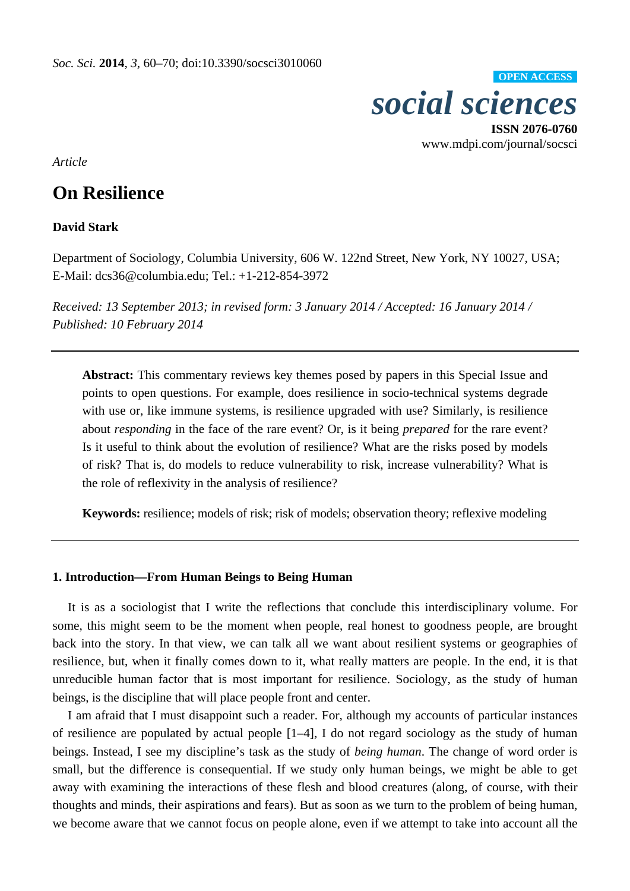*Article*

# On Resilience

**David Stark**

Department of Sociology, Columbia University, 606 W. 122nd Street, New York, NY 10027, USA; E-Mail: dcs36@columbia.edu; Tel.: +1-212-854-3972

*Received: 13 September 2013; in revised form: 3 January 2014 / Accepted: 16 January 2014 / Published: 10 February 2014*

---

> **Abstract:** This commentary reviews key themes posed by papers in this Special Issue and points to open questions. For example, does resilience in socio-technical systems degrade with use or, like immune systems, is resilience upgraded with use? Similarly, is resilience about *responding* in the face of the rare event? Or, is it being *prepared* for the rare event? Is it useful to think about the evolution of resilience? What are the risks posed by models of risk? That is, do models to reduce vulnerability to risk, increase vulnerability? What is the role of reflexivity in the analysis of resilience?
>
> **Keywords:** resilience; models of risk; risk of models; observation theory; reflexive modeling

---

## 1. Introduction—From Human Beings to Being Human

It is as a sociologist that I write the reflections that conclude this interdisciplinary volume. For some, this might seem to be the moment when people, real honest to goodness people, are brought back into the story. In that view, we can talk all we want about resilient systems or geographies of resilience, but, when it finally comes down to it, what really matters are people. In the end, it is that unreducible human factor that is most important for resilience. Sociology, as the study of human beings, is the discipline that will place people front and center.

I am afraid that I must disappoint such a reader. For, although my accounts of particular instances of resilience are populated by actual people [1–4], I do not regard sociology as the study of human beings. Instead, I see my discipline's task as the study of *being human*. The change of word order is small, but the difference is consequential. If we study only human beings, we might be able to get away with examining the interactions of these flesh and blood creatures (along, of course, with their thoughts and minds, their aspirations and fears). But as soon as we turn to the problem of being human, we become aware that we cannot focus on people alone, even if we attempt to take into account all the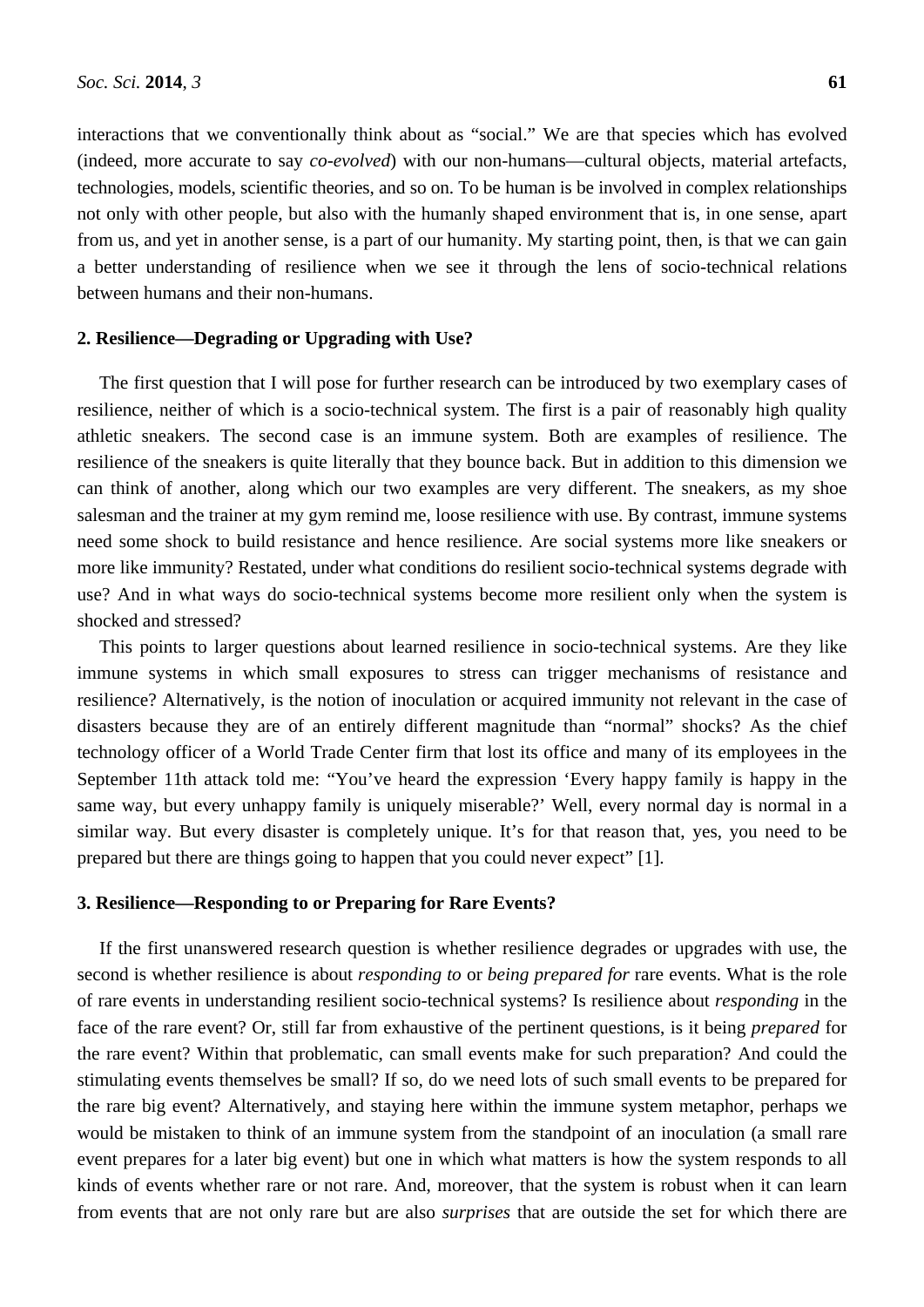interactions that we conventionally think about as "social." We are that species which has evolved (indeed, more accurate to say *co-evolved*) with our non-humans—cultural objects, material artefacts, technologies, models, scientific theories, and so on. To be human is be involved in complex relationships not only with other people, but also with the humanly shaped environment that is, in one sense, apart from us, and yet in another sense, is a part of our humanity. My starting point, then, is that we can gain a better understanding of resilience when we see it through the lens of socio-technical relations between humans and their non-humans.

## 2. Resilience—Degrading or Upgrading with Use?

The first question that I will pose for further research can be introduced by two exemplary cases of resilience, neither of which is a socio-technical system. The first is a pair of reasonably high quality athletic sneakers. The second case is an immune system. Both are examples of resilience. The resilience of the sneakers is quite literally that they bounce back. But in addition to this dimension we can think of another, along which our two examples are very different. The sneakers, as my shoe salesman and the trainer at my gym remind me, loose resilience with use. By contrast, immune systems need some shock to build resistance and hence resilience. Are social systems more like sneakers or more like immunity? Restated, under what conditions do resilient socio-technical systems degrade with use? And in what ways do socio-technical systems become more resilient only when the system is shocked and stressed?

This points to larger questions about learned resilience in socio-technical systems. Are they like immune systems in which small exposures to stress can trigger mechanisms of resistance and resilience? Alternatively, is the notion of inoculation or acquired immunity not relevant in the case of disasters because they are of an entirely different magnitude than "normal" shocks? As the chief technology officer of a World Trade Center firm that lost its office and many of its employees in the September 11th attack told me: "You've heard the expression 'Every happy family is happy in the same way, but every unhappy family is uniquely miserable?' Well, every normal day is normal in a similar way. But every disaster is completely unique. It's for that reason that, yes, you need to be prepared but there are things going to happen that you could never expect" [1].

## 3. Resilience—Responding to or Preparing for Rare Events?

If the first unanswered research question is whether resilience degrades or upgrades with use, the second is whether resilience is about *responding to* or *being prepared for* rare events. What is the role of rare events in understanding resilient socio-technical systems? Is resilience about *responding* in the face of the rare event? Or, still far from exhaustive of the pertinent questions, is it being *prepared* for the rare event? Within that problematic, can small events make for such preparation? And could the stimulating events themselves be small? If so, do we need lots of such small events to be prepared for the rare big event? Alternatively, and staying here within the immune system metaphor, perhaps we would be mistaken to think of an immune system from the standpoint of an inoculation (a small rare event prepares for a later big event) but one in which what matters is how the system responds to all kinds of events whether rare or not rare. And, moreover, that the system is robust when it can learn from events that are not only rare but are also *surprises* that are outside the set for which there are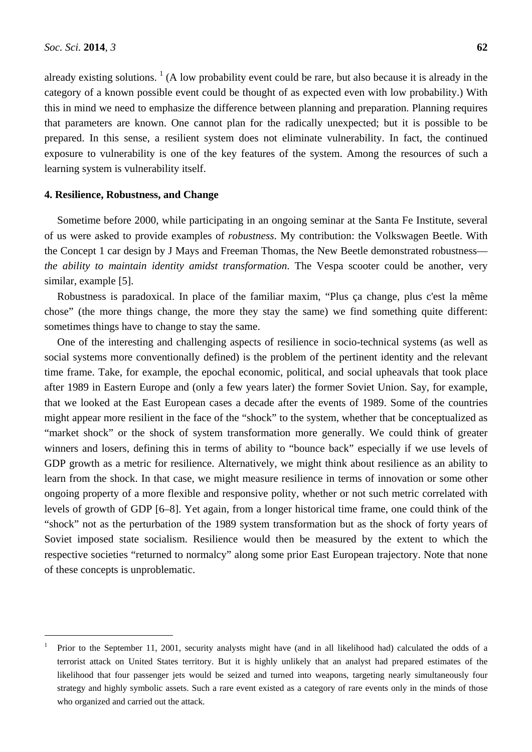already existing solutions. [1] (A low probability event could be rare, but also because it is already in the category of a known possible event could be thought of as expected even with low probability.) With this in mind we need to emphasize the difference between planning and preparation. Planning requires that parameters are known. One cannot plan for the radically unexpected; but it is possible to be prepared. In this sense, a resilient system does not eliminate vulnerability. In fact, the continued exposure to vulnerability is one of the key features of the system. Among the resources of such a learning system is vulnerability itself.

**4. Resilience, Robustness, and Change**

Sometime before 2000, while participating in an ongoing seminar at the Santa Fe Institute, several of us were asked to provide examples of *robustness*. My contribution: the Volkswagen Beetle. With the Concept 1 car design by J Mays and Freeman Thomas, the New Beetle demonstrated robustness—*the ability to maintain identity amidst transformation*. The Vespa scooter could be another, very similar, example [5].

Robustness is paradoxical. In place of the familiar maxim, "Plus ça change, plus c'est la même chose" (the more things change, the more they stay the same) we find something quite different: sometimes things have to change to stay the same.

One of the interesting and challenging aspects of resilience in socio-technical systems (as well as social systems more conventionally defined) is the problem of the pertinent identity and the relevant time frame. Take, for example, the epochal economic, political, and social upheavals that took place after 1989 in Eastern Europe and (only a few years later) the former Soviet Union. Say, for example, that we looked at the East European cases a decade after the events of 1989. Some of the countries might appear more resilient in the face of the "shock" to the system, whether that be conceptualized as "market shock" or the shock of system transformation more generally. We could think of greater winners and losers, defining this in terms of ability to "bounce back" especially if we use levels of GDP growth as a metric for resilience. Alternatively, we might think about resilience as an ability to learn from the shock. In that case, we might measure resilience in terms of innovation or some other ongoing property of a more flexible and responsive polity, whether or not such metric correlated with levels of growth of GDP [6–8]. Yet again, from a longer historical time frame, one could think of the "shock" not as the perturbation of the 1989 system transformation but as the shock of forty years of Soviet imposed state socialism. Resilience would then be measured by the extent to which the respective societies "returned to normalcy" along some prior East European trajectory. Note that none of these concepts is unproblematic.

---

[1] Prior to the September 11, 2001, security analysts might have (and in all likelihood had) calculated the odds of a terrorist attack on United States territory. But it is highly unlikely that an analyst had prepared estimates of the likelihood that four passenger jets would be seized and turned into weapons, targeting nearly simultaneously four strategy and highly symbolic assets. Such a rare event existed as a category of rare events only in the minds of those who organized and carried out the attack.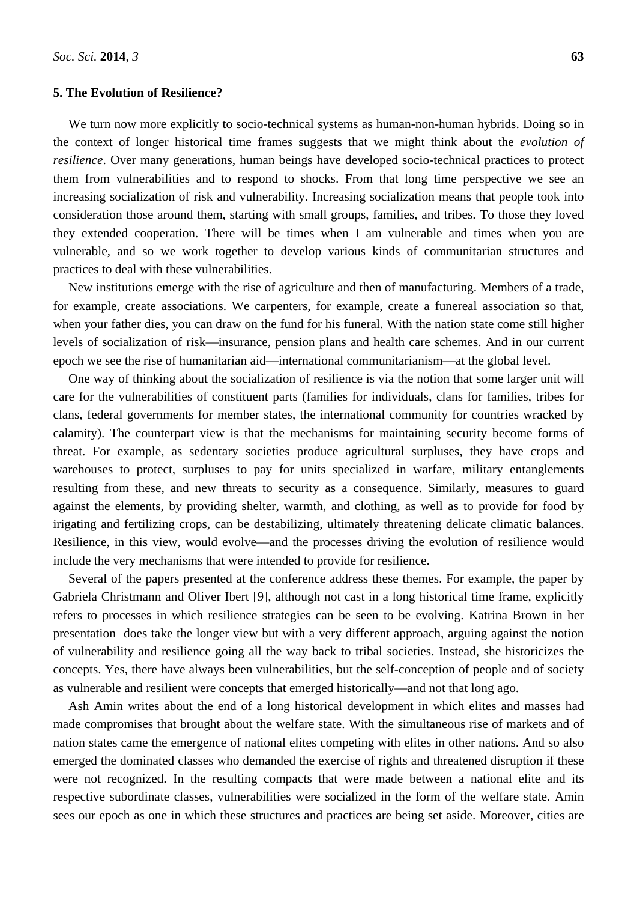## 5. The Evolution of Resilience?

We turn now more explicitly to socio-technical systems as human-non-human hybrids. Doing so in the context of longer historical time frames suggests that we might think about the *evolution of resilience*. Over many generations, human beings have developed socio-technical practices to protect them from vulnerabilities and to respond to shocks. From that long time perspective we see an increasing socialization of risk and vulnerability. Increasing socialization means that people took into consideration those around them, starting with small groups, families, and tribes. To those they loved they extended cooperation. There will be times when I am vulnerable and times when you are vulnerable, and so we work together to develop various kinds of communitarian structures and practices to deal with these vulnerabilities.

New institutions emerge with the rise of agriculture and then of manufacturing. Members of a trade, for example, create associations. We carpenters, for example, create a funereal association so that, when your father dies, you can draw on the fund for his funeral. With the nation state come still higher levels of socialization of risk—insurance, pension plans and health care schemes. And in our current epoch we see the rise of humanitarian aid—international communitarianism—at the global level.

One way of thinking about the socialization of resilience is via the notion that some larger unit will care for the vulnerabilities of constituent parts (families for individuals, clans for families, tribes for clans, federal governments for member states, the international community for countries wracked by calamity). The counterpart view is that the mechanisms for maintaining security become forms of threat. For example, as sedentary societies produce agricultural surpluses, they have crops and warehouses to protect, surpluses to pay for units specialized in warfare, military entanglements resulting from these, and new threats to security as a consequence. Similarly, measures to guard against the elements, by providing shelter, warmth, and clothing, as well as to provide for food by irigating and fertilizing crops, can be destabilizing, ultimately threatening delicate climatic balances. Resilience, in this view, would evolve—and the processes driving the evolution of resilience would include the very mechanisms that were intended to provide for resilience.

Several of the papers presented at the conference address these themes. For example, the paper by Gabriela Christmann and Oliver Ibert [9], although not cast in a long historical time frame, explicitly refers to processes in which resilience strategies can be seen to be evolving. Katrina Brown in her presentation does take the longer view but with a very different approach, arguing against the notion of vulnerability and resilience going all the way back to tribal societies. Instead, she historicizes the concepts. Yes, there have always been vulnerabilities, but the self-conception of people and of society as vulnerable and resilient were concepts that emerged historically—and not that long ago.

Ash Amin writes about the end of a long historical development in which elites and masses had made compromises that brought about the welfare state. With the simultaneous rise of markets and of nation states came the emergence of national elites competing with elites in other nations. And so also emerged the dominated classes who demanded the exercise of rights and threatened disruption if these were not recognized. In the resulting compacts that were made between a national elite and its respective subordinate classes, vulnerabilities were socialized in the form of the welfare state. Amin sees our epoch as one in which these structures and practices are being set aside. Moreover, cities are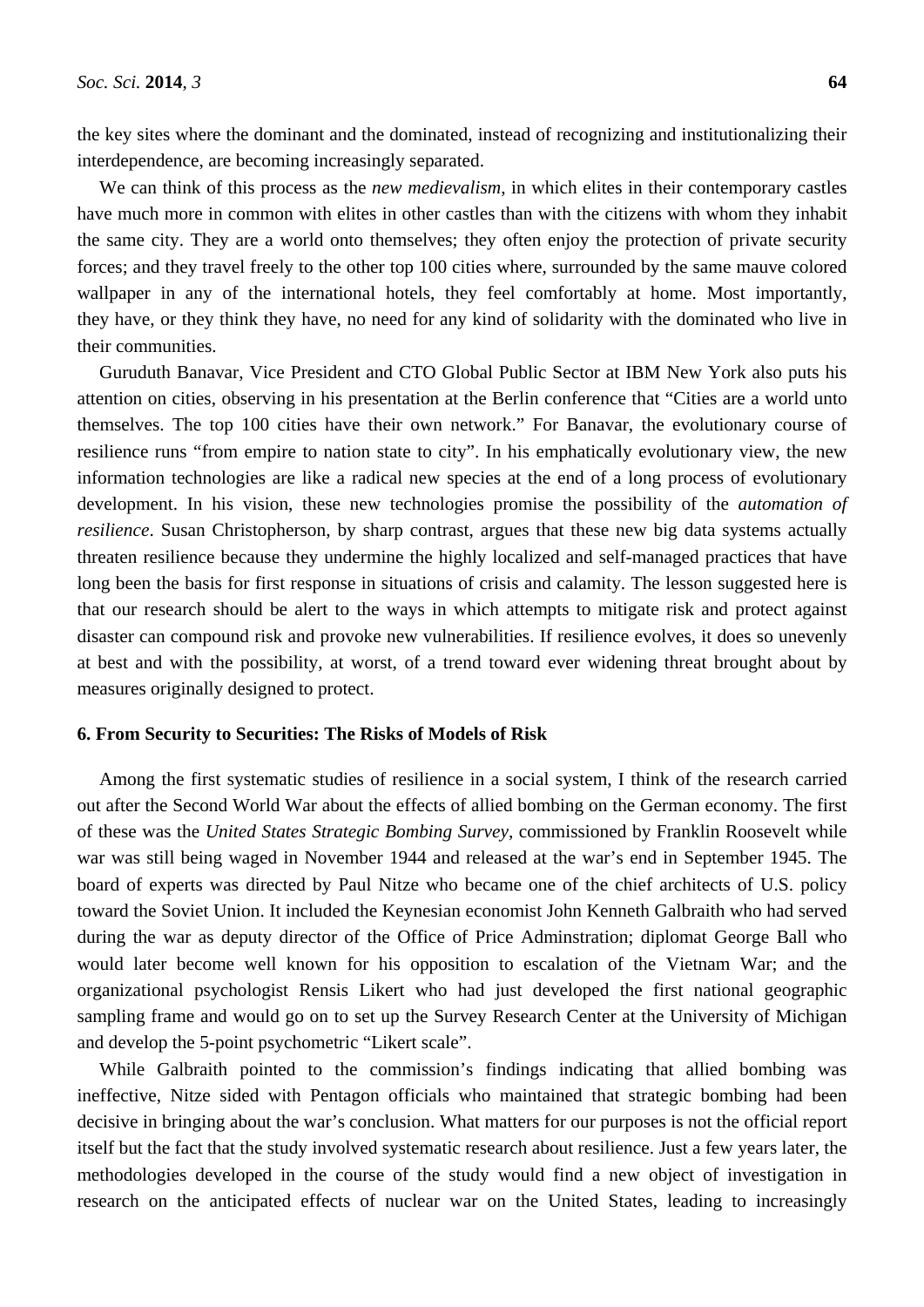the key sites where the dominant and the dominated, instead of recognizing and institutionalizing their interdependence, are becoming increasingly separated.

We can think of this process as the *new medievalism*, in which elites in their contemporary castles have much more in common with elites in other castles than with the citizens with whom they inhabit the same city. They are a world onto themselves; they often enjoy the protection of private security forces; and they travel freely to the other top 100 cities where, surrounded by the same mauve colored wallpaper in any of the international hotels, they feel comfortably at home. Most importantly, they have, or they think they have, no need for any kind of solidarity with the dominated who live in their communities.

Guruduth Banavar, Vice President and CTO Global Public Sector at IBM New York also puts his attention on cities, observing in his presentation at the Berlin conference that "Cities are a world unto themselves. The top 100 cities have their own network." For Banavar, the evolutionary course of resilience runs "from empire to nation state to city". In his emphatically evolutionary view, the new information technologies are like a radical new species at the end of a long process of evolutionary development. In his vision, these new technologies promise the possibility of the *automation of resilience*. Susan Christopherson, by sharp contrast, argues that these new big data systems actually threaten resilience because they undermine the highly localized and self-managed practices that have long been the basis for first response in situations of crisis and calamity. The lesson suggested here is that our research should be alert to the ways in which attempts to mitigate risk and protect against disaster can compound risk and provoke new vulnerabilities. If resilience evolves, it does so unevenly at best and with the possibility, at worst, of a trend toward ever widening threat brought about by measures originally designed to protect.

## 6. From Security to Securities: The Risks of Models of Risk

Among the first systematic studies of resilience in a social system, I think of the research carried out after the Second World War about the effects of allied bombing on the German economy. The first of these was the *United States Strategic Bombing Survey*, commissioned by Franklin Roosevelt while war was still being waged in November 1944 and released at the war's end in September 1945. The board of experts was directed by Paul Nitze who became one of the chief architects of U.S. policy toward the Soviet Union. It included the Keynesian economist John Kenneth Galbraith who had served during the war as deputy director of the Office of Price Adminstration; diplomat George Ball who would later become well known for his opposition to escalation of the Vietnam War; and the organizational psychologist Rensis Likert who had just developed the first national geographic sampling frame and would go on to set up the Survey Research Center at the University of Michigan and develop the 5-point psychometric "Likert scale".

While Galbraith pointed to the commission's findings indicating that allied bombing was ineffective, Nitze sided with Pentagon officials who maintained that strategic bombing had been decisive in bringing about the war's conclusion. What matters for our purposes is not the official report itself but the fact that the study involved systematic research about resilience. Just a few years later, the methodologies developed in the course of the study would find a new object of investigation in research on the anticipated effects of nuclear war on the United States, leading to increasingly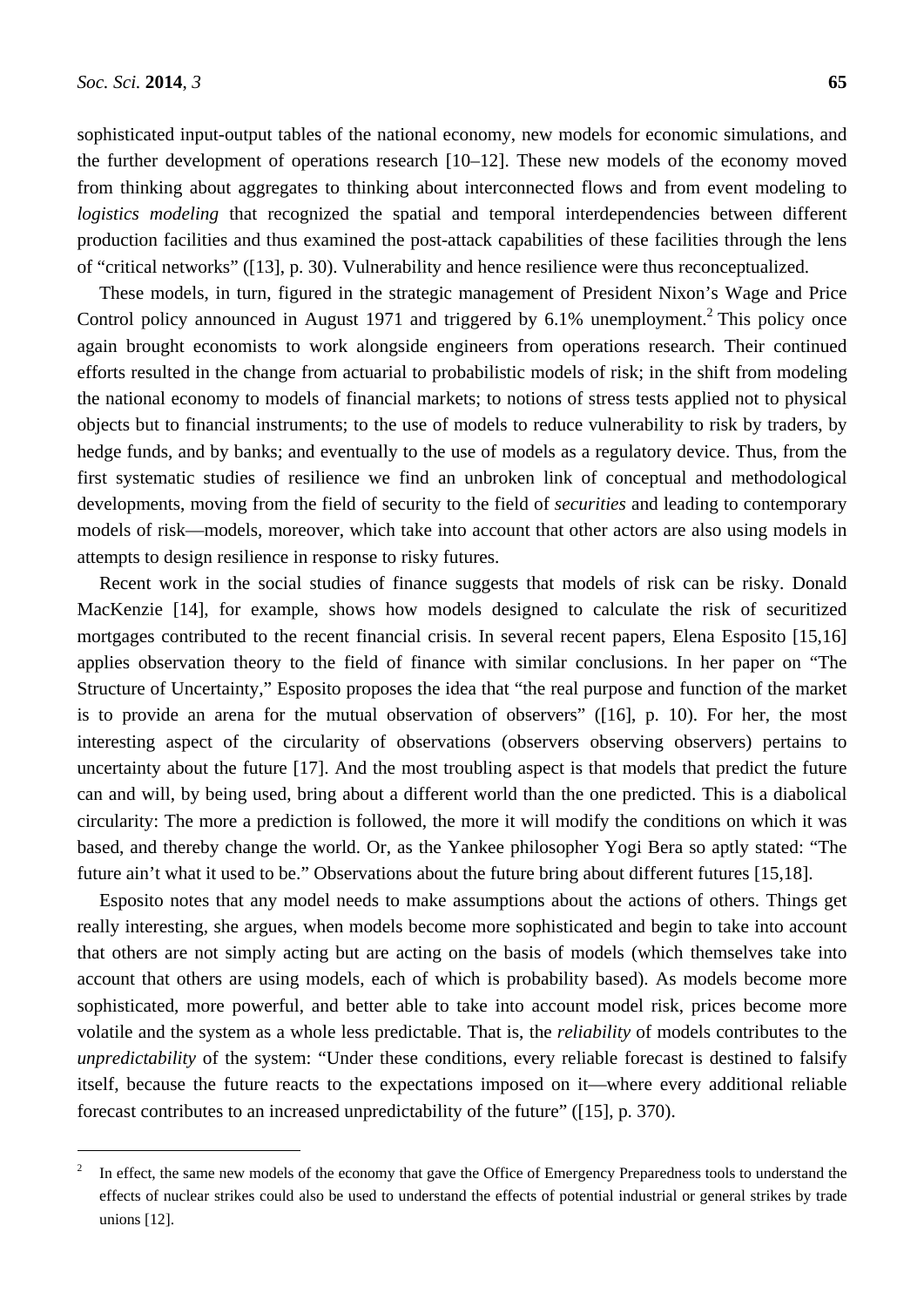sophisticated input-output tables of the national economy, new models for economic simulations, and the further development of operations research [10–12]. These new models of the economy moved from thinking about aggregates to thinking about interconnected flows and from event modeling to *logistics modeling* that recognized the spatial and temporal interdependencies between different production facilities and thus examined the post-attack capabilities of these facilities through the lens of "critical networks" ([13], p. 30). Vulnerability and hence resilience were thus reconceptualized.

These models, in turn, figured in the strategic management of President Nixon's Wage and Price Control policy announced in August 1971 and triggered by 6.1% unemployment.[2] This policy once again brought economists to work alongside engineers from operations research. Their continued efforts resulted in the change from actuarial to probabilistic models of risk; in the shift from modeling the national economy to models of financial markets; to notions of stress tests applied not to physical objects but to financial instruments; to the use of models to reduce vulnerability to risk by traders, by hedge funds, and by banks; and eventually to the use of models as a regulatory device. Thus, from the first systematic studies of resilience we find an unbroken link of conceptual and methodological developments, moving from the field of security to the field of *securities* and leading to contemporary models of risk—models, moreover, which take into account that other actors are also using models in attempts to design resilience in response to risky futures.

Recent work in the social studies of finance suggests that models of risk can be risky. Donald MacKenzie [14], for example, shows how models designed to calculate the risk of securitized mortgages contributed to the recent financial crisis. In several recent papers, Elena Esposito [15,16] applies observation theory to the field of finance with similar conclusions. In her paper on "The Structure of Uncertainty," Esposito proposes the idea that "the real purpose and function of the market is to provide an arena for the mutual observation of observers" ([16], p. 10). For her, the most interesting aspect of the circularity of observations (observers observing observers) pertains to uncertainty about the future [17]. And the most troubling aspect is that models that predict the future can and will, by being used, bring about a different world than the one predicted. This is a diabolical circularity: The more a prediction is followed, the more it will modify the conditions on which it was based, and thereby change the world. Or, as the Yankee philosopher Yogi Bera so aptly stated: "The future ain't what it used to be." Observations about the future bring about different futures [15,18].

Esposito notes that any model needs to make assumptions about the actions of others. Things get really interesting, she argues, when models become more sophisticated and begin to take into account that others are not simply acting but are acting on the basis of models (which themselves take into account that others are using models, each of which is probability based). As models become more sophisticated, more powerful, and better able to take into account model risk, prices become more volatile and the system as a whole less predictable. That is, the *reliability* of models contributes to the *unpredictability* of the system: "Under these conditions, every reliable forecast is destined to falsify itself, because the future reacts to the expectations imposed on it—where every additional reliable forecast contributes to an increased unpredictability of the future" ([15], p. 370).

---

[2] In effect, the same new models of the economy that gave the Office of Emergency Preparedness tools to understand the effects of nuclear strikes could also be used to understand the effects of potential industrial or general strikes by trade unions [12].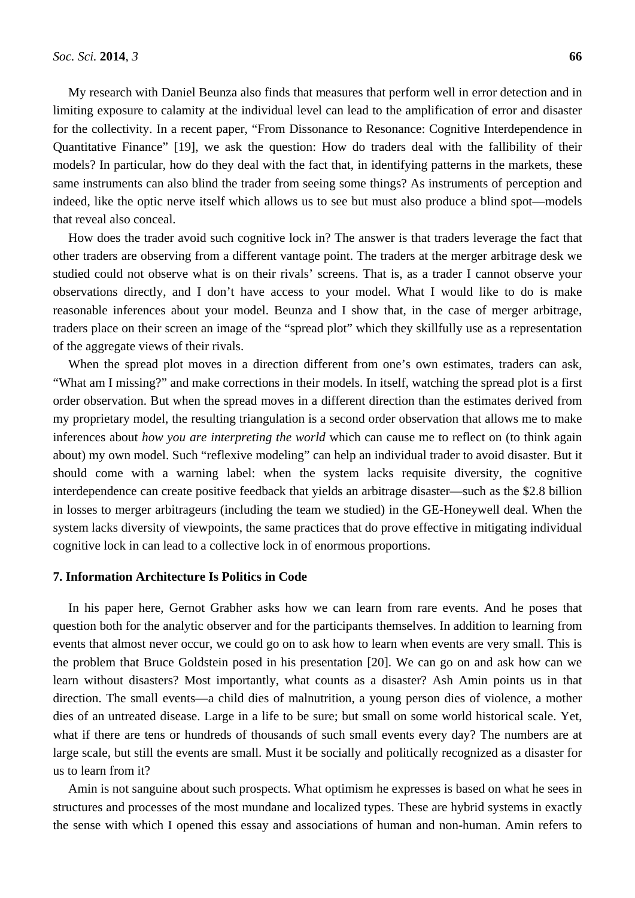My research with Daniel Beunza also finds that measures that perform well in error detection and in limiting exposure to calamity at the individual level can lead to the amplification of error and disaster for the collectivity. In a recent paper, "From Dissonance to Resonance: Cognitive Interdependence in Quantitative Finance" [19], we ask the question: How do traders deal with the fallibility of their models? In particular, how do they deal with the fact that, in identifying patterns in the markets, these same instruments can also blind the trader from seeing some things? As instruments of perception and indeed, like the optic nerve itself which allows us to see but must also produce a blind spot—models that reveal also conceal.

How does the trader avoid such cognitive lock in? The answer is that traders leverage the fact that other traders are observing from a different vantage point. The traders at the merger arbitrage desk we studied could not observe what is on their rivals' screens. That is, as a trader I cannot observe your observations directly, and I don't have access to your model. What I would like to do is make reasonable inferences about your model. Beunza and I show that, in the case of merger arbitrage, traders place on their screen an image of the "spread plot" which they skillfully use as a representation of the aggregate views of their rivals.

When the spread plot moves in a direction different from one's own estimates, traders can ask, "What am I missing?" and make corrections in their models. In itself, watching the spread plot is a first order observation. But when the spread moves in a different direction than the estimates derived from my proprietary model, the resulting triangulation is a second order observation that allows me to make inferences about *how you are interpreting the world* which can cause me to reflect on (to think again about) my own model. Such "reflexive modeling" can help an individual trader to avoid disaster. But it should come with a warning label: when the system lacks requisite diversity, the cognitive interdependence can create positive feedback that yields an arbitrage disaster—such as the $2.8 billion in losses to merger arbitrageurs (including the team we studied) in the GE-Honeywell deal. When the system lacks diversity of viewpoints, the same practices that do prove effective in mitigating individual cognitive lock in can lead to a collective lock in of enormous proportions.

## 7. Information Architecture Is Politics in Code

In his paper here, Gernot Grabher asks how we can learn from rare events. And he poses that question both for the analytic observer and for the participants themselves. In addition to learning from events that almost never occur, we could go on to ask how to learn when events are very small. This is the problem that Bruce Goldstein posed in his presentation [20]. We can go on and ask how can we learn without disasters? Most importantly, what counts as a disaster? Ash Amin points us in that direction. The small events—a child dies of malnutrition, a young person dies of violence, a mother dies of an untreated disease. Large in a life to be sure; but small on some world historical scale. Yet, what if there are tens or hundreds of thousands of such small events every day? The numbers are at large scale, but still the events are small. Must it be socially and politically recognized as a disaster for us to learn from it?

Amin is not sanguine about such prospects. What optimism he expresses is based on what he sees in structures and processes of the most mundane and localized types. These are hybrid systems in exactly the sense with which I opened this essay and associations of human and non-human. Amin refers to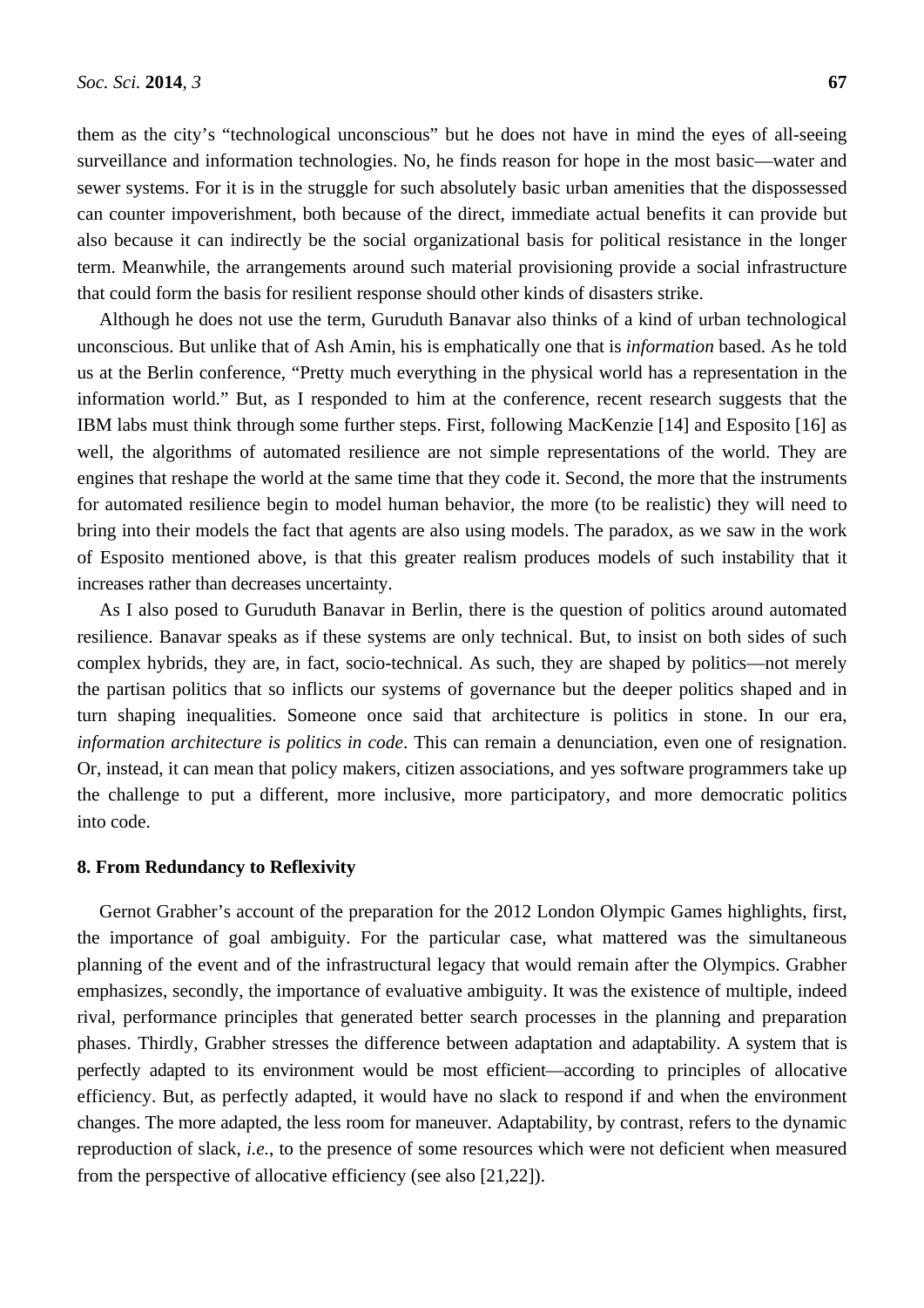them as the city's "technological unconscious" but he does not have in mind the eyes of all-seeing surveillance and information technologies. No, he finds reason for hope in the most basic—water and sewer systems. For it is in the struggle for such absolutely basic urban amenities that the dispossessed can counter impoverishment, both because of the direct, immediate actual benefits it can provide but also because it can indirectly be the social organizational basis for political resistance in the longer term. Meanwhile, the arrangements around such material provisioning provide a social infrastructure that could form the basis for resilient response should other kinds of disasters strike.

Although he does not use the term, Guruduth Banavar also thinks of a kind of urban technological unconscious. But unlike that of Ash Amin, his is emphatically one that is *information* based. As he told us at the Berlin conference, "Pretty much everything in the physical world has a representation in the information world." But, as I responded to him at the conference, recent research suggests that the IBM labs must think through some further steps. First, following MacKenzie [14] and Esposito [16] as well, the algorithms of automated resilience are not simple representations of the world. They are engines that reshape the world at the same time that they code it. Second, the more that the instruments for automated resilience begin to model human behavior, the more (to be realistic) they will need to bring into their models the fact that agents are also using models. The paradox, as we saw in the work of Esposito mentioned above, is that this greater realism produces models of such instability that it increases rather than decreases uncertainty.

As I also posed to Guruduth Banavar in Berlin, there is the question of politics around automated resilience. Banavar speaks as if these systems are only technical. But, to insist on both sides of such complex hybrids, they are, in fact, socio-technical. As such, they are shaped by politics—not merely the partisan politics that so inflicts our systems of governance but the deeper politics shaped and in turn shaping inequalities. Someone once said that architecture is politics in stone. In our era, *information architecture is politics in code*. This can remain a denunciation, even one of resignation. Or, instead, it can mean that policy makers, citizen associations, and yes software programmers take up the challenge to put a different, more inclusive, more participatory, and more democratic politics into code.

## 8. From Redundancy to Reflexivity

Gernot Grabher's account of the preparation for the 2012 London Olympic Games highlights, first, the importance of goal ambiguity. For the particular case, what mattered was the simultaneous planning of the event and of the infrastructural legacy that would remain after the Olympics. Grabher emphasizes, secondly, the importance of evaluative ambiguity. It was the existence of multiple, indeed rival, performance principles that generated better search processes in the planning and preparation phases. Thirdly, Grabher stresses the difference between adaptation and adaptability. A system that is perfectly adapted to its environment would be most efficient—according to principles of allocative efficiency. But, as perfectly adapted, it would have no slack to respond if and when the environment changes. The more adapted, the less room for maneuver. Adaptability, by contrast, refers to the dynamic reproduction of slack, *i.e.*, to the presence of some resources which were not deficient when measured from the perspective of allocative efficiency (see also [21,22]).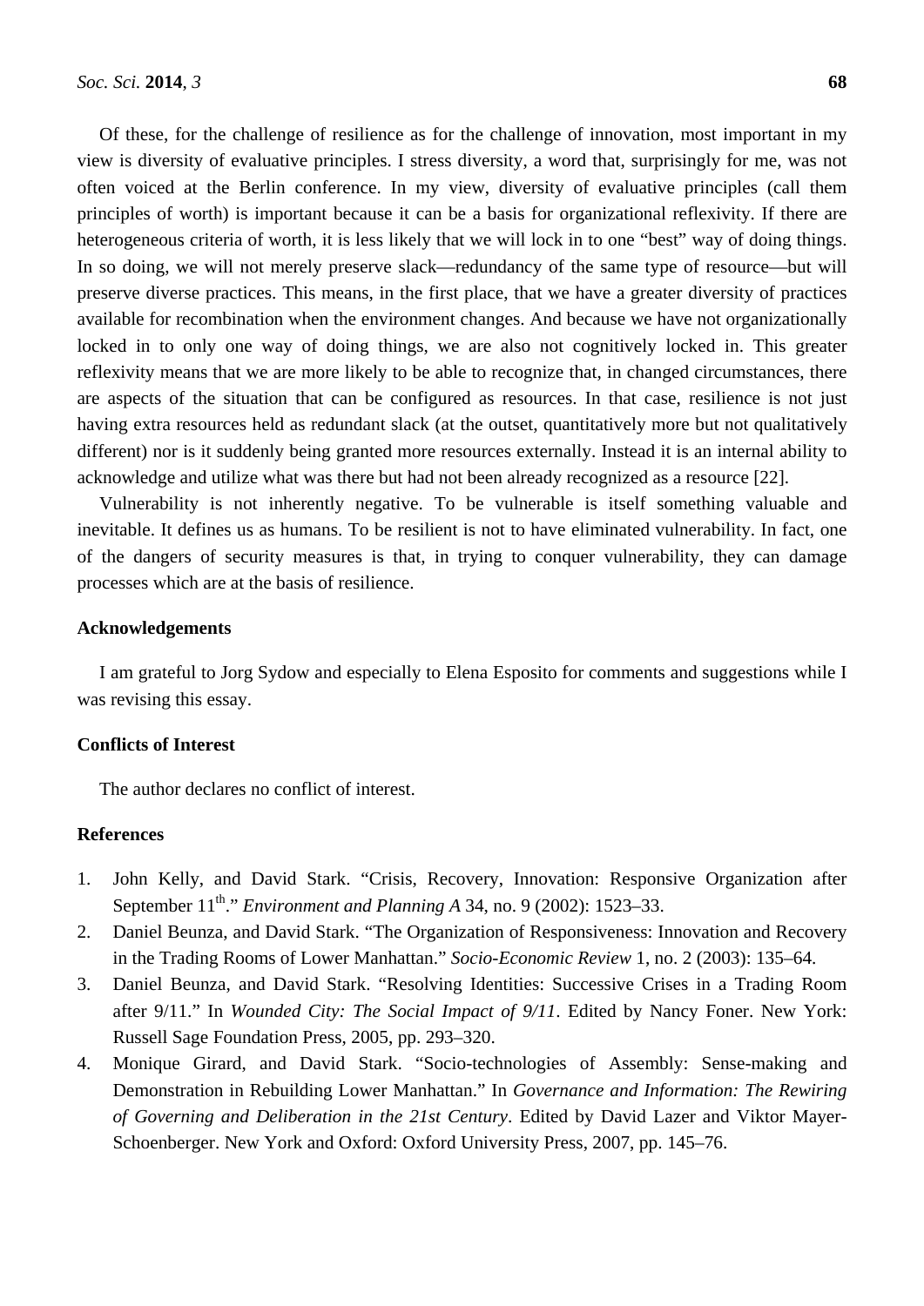Of these, for the challenge of resilience as for the challenge of innovation, most important in my view is diversity of evaluative principles. I stress diversity, a word that, surprisingly for me, was not often voiced at the Berlin conference. In my view, diversity of evaluative principles (call them principles of worth) is important because it can be a basis for organizational reflexivity. If there are heterogeneous criteria of worth, it is less likely that we will lock in to one "best" way of doing things. In so doing, we will not merely preserve slack—redundancy of the same type of resource—but will preserve diverse practices. This means, in the first place, that we have a greater diversity of practices available for recombination when the environment changes. And because we have not organizationally locked in to only one way of doing things, we are also not cognitively locked in. This greater reflexivity means that we are more likely to be able to recognize that, in changed circumstances, there are aspects of the situation that can be configured as resources. In that case, resilience is not just having extra resources held as redundant slack (at the outset, quantitatively more but not qualitatively different) nor is it suddenly being granted more resources externally. Instead it is an internal ability to acknowledge and utilize what was there but had not been already recognized as a resource [22].

Vulnerability is not inherently negative. To be vulnerable is itself something valuable and inevitable. It defines us as humans. To be resilient is not to have eliminated vulnerability. In fact, one of the dangers of security measures is that, in trying to conquer vulnerability, they can damage processes which are at the basis of resilience.

## Acknowledgements

I am grateful to Jorg Sydow and especially to Elena Esposito for comments and suggestions while I was revising this essay.

## Conflicts of Interest

The author declares no conflict of interest.

## References

1. John Kelly, and David Stark. "Crisis, Recovery, Innovation: Responsive Organization after September 11th." *Environment and Planning A* 34, no. 9 (2002): 1523–33.
2. Daniel Beunza, and David Stark. "The Organization of Responsiveness: Innovation and Recovery in the Trading Rooms of Lower Manhattan." *Socio-Economic Review* 1, no. 2 (2003): 135–64.
3. Daniel Beunza, and David Stark. "Resolving Identities: Successive Crises in a Trading Room after 9/11." In *Wounded City: The Social Impact of 9/11*. Edited by Nancy Foner. New York: Russell Sage Foundation Press, 2005, pp. 293–320.
4. Monique Girard, and David Stark. "Socio-technologies of Assembly: Sense-making and Demonstration in Rebuilding Lower Manhattan." In *Governance and Information: The Rewiring of Governing and Deliberation in the 21st Century*. Edited by David Lazer and Viktor Mayer-Schoenberger. New York and Oxford: Oxford University Press, 2007, pp. 145–76.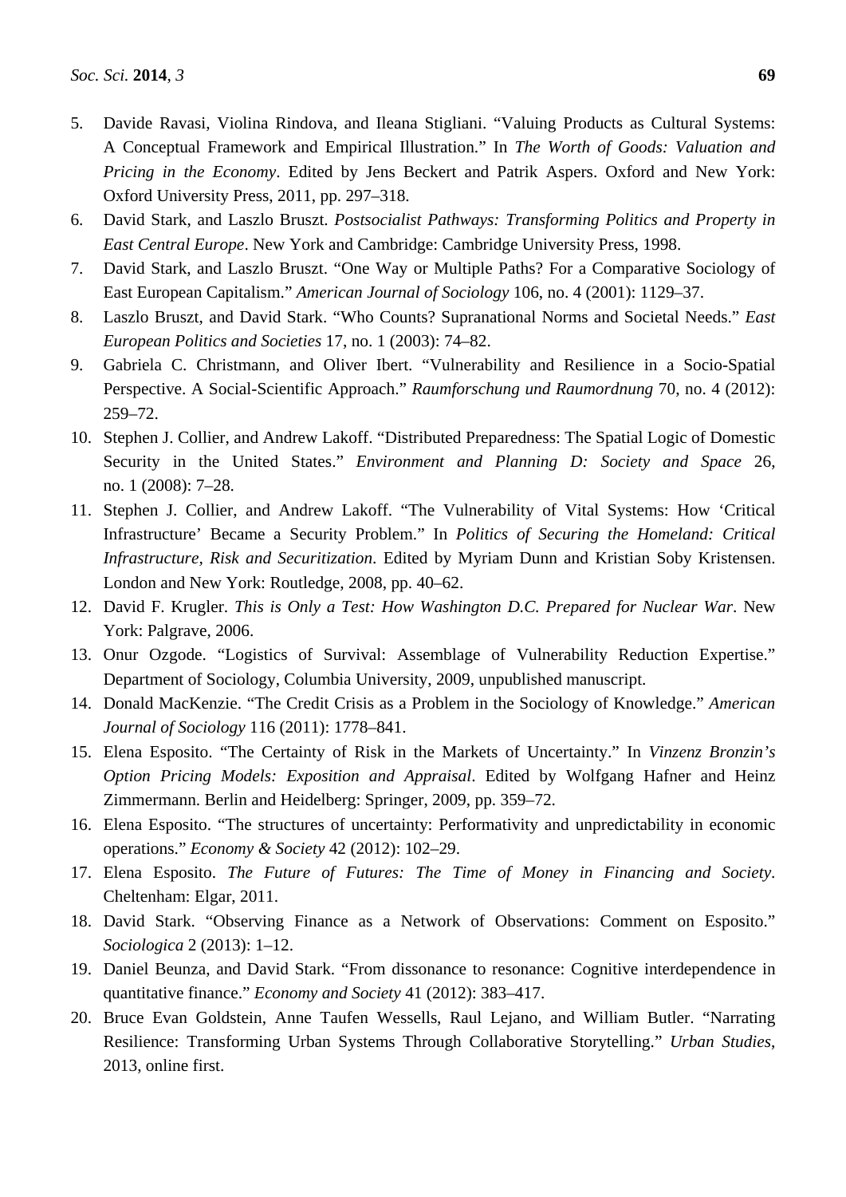5. Davide Ravasi, Violina Rindova, and Ileana Stigliani. "Valuing Products as Cultural Systems: A Conceptual Framework and Empirical Illustration." In *The Worth of Goods: Valuation and Pricing in the Economy*. Edited by Jens Beckert and Patrik Aspers. Oxford and New York: Oxford University Press, 2011, pp. 297–318.
6. David Stark, and Laszlo Bruszt. *Postsocialist Pathways: Transforming Politics and Property in East Central Europe*. New York and Cambridge: Cambridge University Press, 1998.
7. David Stark, and Laszlo Bruszt. "One Way or Multiple Paths? For a Comparative Sociology of East European Capitalism." *American Journal of Sociology* 106, no. 4 (2001): 1129–37.
8. Laszlo Bruszt, and David Stark. "Who Counts? Supranational Norms and Societal Needs." *East European Politics and Societies* 17, no. 1 (2003): 74–82.
9. Gabriela C. Christmann, and Oliver Ibert. "Vulnerability and Resilience in a Socio-Spatial Perspective. A Social-Scientific Approach." *Raumforschung und Raumordnung* 70, no. 4 (2012): 259–72.
10. Stephen J. Collier, and Andrew Lakoff. "Distributed Preparedness: The Spatial Logic of Domestic Security in the United States." *Environment and Planning D: Society and Space* 26, no. 1 (2008): 7–28.
11. Stephen J. Collier, and Andrew Lakoff. "The Vulnerability of Vital Systems: How 'Critical Infrastructure' Became a Security Problem." In *Politics of Securing the Homeland: Critical Infrastructure, Risk and Securitization*. Edited by Myriam Dunn and Kristian Soby Kristensen. London and New York: Routledge, 2008, pp. 40–62.
12. David F. Krugler. *This is Only a Test: How Washington D.C. Prepared for Nuclear War*. New York: Palgrave, 2006.
13. Onur Ozgode. "Logistics of Survival: Assemblage of Vulnerability Reduction Expertise." Department of Sociology, Columbia University, 2009, unpublished manuscript.
14. Donald MacKenzie. "The Credit Crisis as a Problem in the Sociology of Knowledge." *American Journal of Sociology* 116 (2011): 1778–841.
15. Elena Esposito. "The Certainty of Risk in the Markets of Uncertainty." In *Vinzenz Bronzin's Option Pricing Models: Exposition and Appraisal*. Edited by Wolfgang Hafner and Heinz Zimmermann. Berlin and Heidelberg: Springer, 2009, pp. 359–72.
16. Elena Esposito. "The structures of uncertainty: Performativity and unpredictability in economic operations." *Economy & Society* 42 (2012): 102–29.
17. Elena Esposito. *The Future of Futures: The Time of Money in Financing and Society*. Cheltenham: Elgar, 2011.
18. David Stark. "Observing Finance as a Network of Observations: Comment on Esposito." *Sociologica* 2 (2013): 1–12.
19. Daniel Beunza, and David Stark. "From dissonance to resonance: Cognitive interdependence in quantitative finance." *Economy and Society* 41 (2012): 383–417.
20. Bruce Evan Goldstein, Anne Taufen Wessells, Raul Lejano, and William Butler. "Narrating Resilience: Transforming Urban Systems Through Collaborative Storytelling." *Urban Studies*, 2013, online first.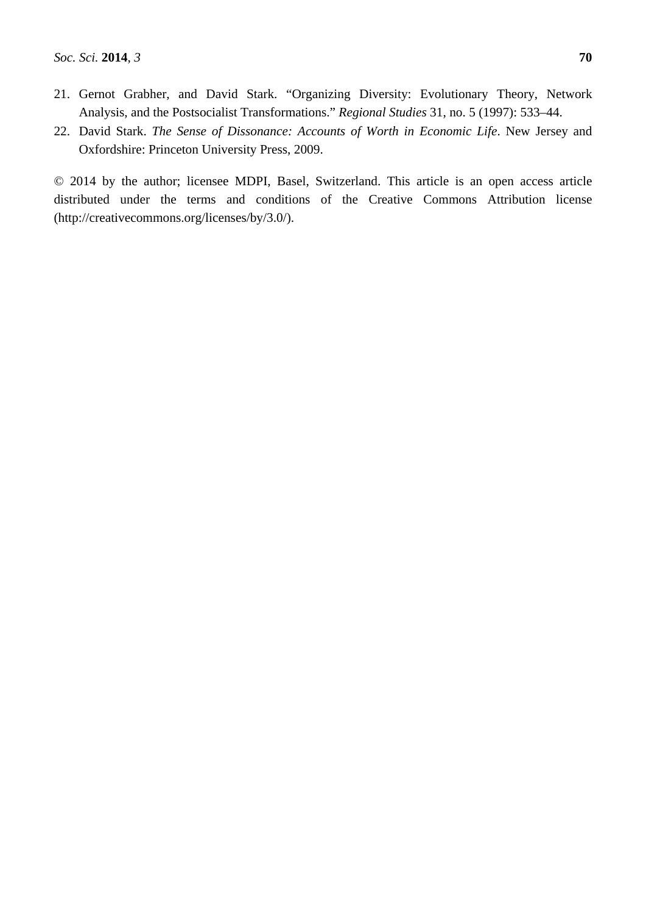21. Gernot Grabher, and David Stark. "Organizing Diversity: Evolutionary Theory, Network Analysis, and the Postsocialist Transformations." *Regional Studies* 31, no. 5 (1997): 533–44.
22. David Stark. *The Sense of Dissonance: Accounts of Worth in Economic Life*. New Jersey and Oxfordshire: Princeton University Press, 2009.

© 2014 by the author; licensee MDPI, Basel, Switzerland. This article is an open access article distributed under the terms and conditions of the Creative Commons Attribution license (http://creativecommons.org/licenses/by/3.0/).